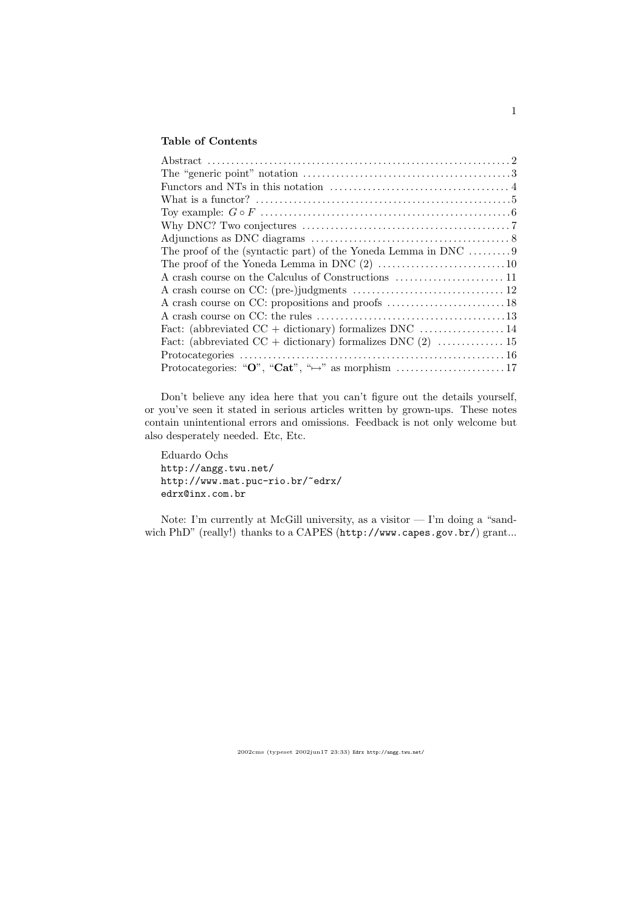### Table of Contents

- Abstract ..... 2
- The "generic point" notation ..... 3
- Functors and NTs in this notation ..... 4
- What is a functor? ..... 5
- Toy example: $G \circ F$ ..... 6
- Why DNC? Two conjectures ..... 7
- Adjunctions as DNC diagrams ..... 8
- The proof of the (syntactic part) of the Yoneda Lemma in DNC ..... 9
- The proof of the Yoneda Lemma in DNC (2) ..... 10
- A crash course on the Calculus of Constructions ..... 11
- A crash course on CC: (pre-)judgments ..... 12
- A crash course on CC: propositions and proofs ..... 18
- A crash course on CC: the rules ..... 13
- Fact: (abbreviated CC + dictionary) formalizes DNC ..... 14
- Fact: (abbreviated CC + dictionary) formalizes DNC (2) ..... 15
- Protocategories ..... 16
- Protocategories: "**O**", "**Cat**", "$\mapsto$" as morphism ..... 17

Don't believe any idea here that you can't figure out the details yourself, or you've seen it stated in serious articles written by grown-ups. These notes contain unintentional errors and omissions. Feedback is not only welcome but also desperately needed. Etc, Etc.

Eduardo Ochs
`http://angg.twu.net/`
`http://www.mat.puc-rio.br/~edrx/`
`edrx@inx.com.br`

Note: I'm currently at McGill university, as a visitor — I'm doing a "sandwich PhD" (really!) thanks to a CAPES (`http://www.capes.gov.br/`) grant...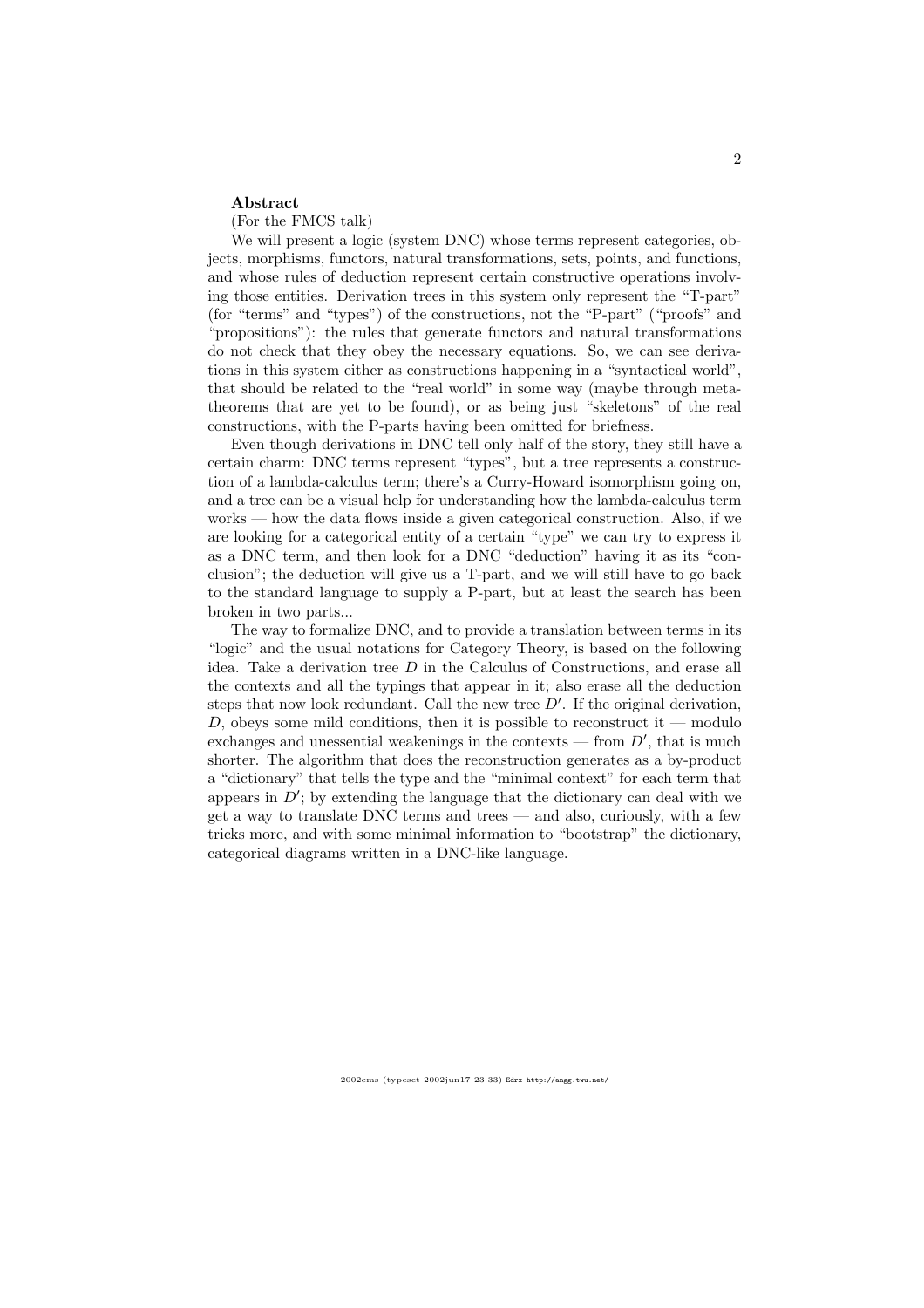**Abstract**

(For the FMCS talk)

We will present a logic (system DNC) whose terms represent categories, objects, morphisms, functors, natural transformations, sets, points, and functions, and whose rules of deduction represent certain constructive operations involving those entities. Derivation trees in this system only represent the "T-part" (for "terms" and "types") of the constructions, not the "P-part" ("proofs" and "propositions"): the rules that generate functors and natural transformations do not check that they obey the necessary equations. So, we can see derivations in this system either as constructions happening in a "syntactical world", that should be related to the "real world" in some way (maybe through metatheorems that are yet to be found), or as being just "skeletons" of the real constructions, with the P-parts having been omitted for briefness.

Even though derivations in DNC tell only half of the story, they still have a certain charm: DNC terms represent "types", but a tree represents a construction of a lambda-calculus term; there's a Curry-Howard isomorphism going on, and a tree can be a visual help for understanding how the lambda-calculus term works — how the data flows inside a given categorical construction. Also, if we are looking for a categorical entity of a certain "type" we can try to express it as a DNC term, and then look for a DNC "deduction" having it as its "conclusion"; the deduction will give us a T-part, and we will still have to go back to the standard language to supply a P-part, but at least the search has been broken in two parts...

The way to formalize DNC, and to provide a translation between terms in its "logic" and the usual notations for Category Theory, is based on the following idea. Take a derivation tree $D$ in the Calculus of Constructions, and erase all the contexts and all the typings that appear in it; also erase all the deduction steps that now look redundant. Call the new tree $D'$. If the original derivation, $D$, obeys some mild conditions, then it is possible to reconstruct it — modulo exchanges and unessential weakenings in the contexts — from $D'$, that is much shorter. The algorithm that does the reconstruction generates as a by-product a "dictionary" that tells the type and the "minimal context" for each term that appears in $D'$; by extending the language that the dictionary can deal with we get a way to translate DNC terms and trees — and also, curiously, with a few tricks more, and with some minimal information to "bootstrap" the dictionary, categorical diagrams written in a DNC-like language.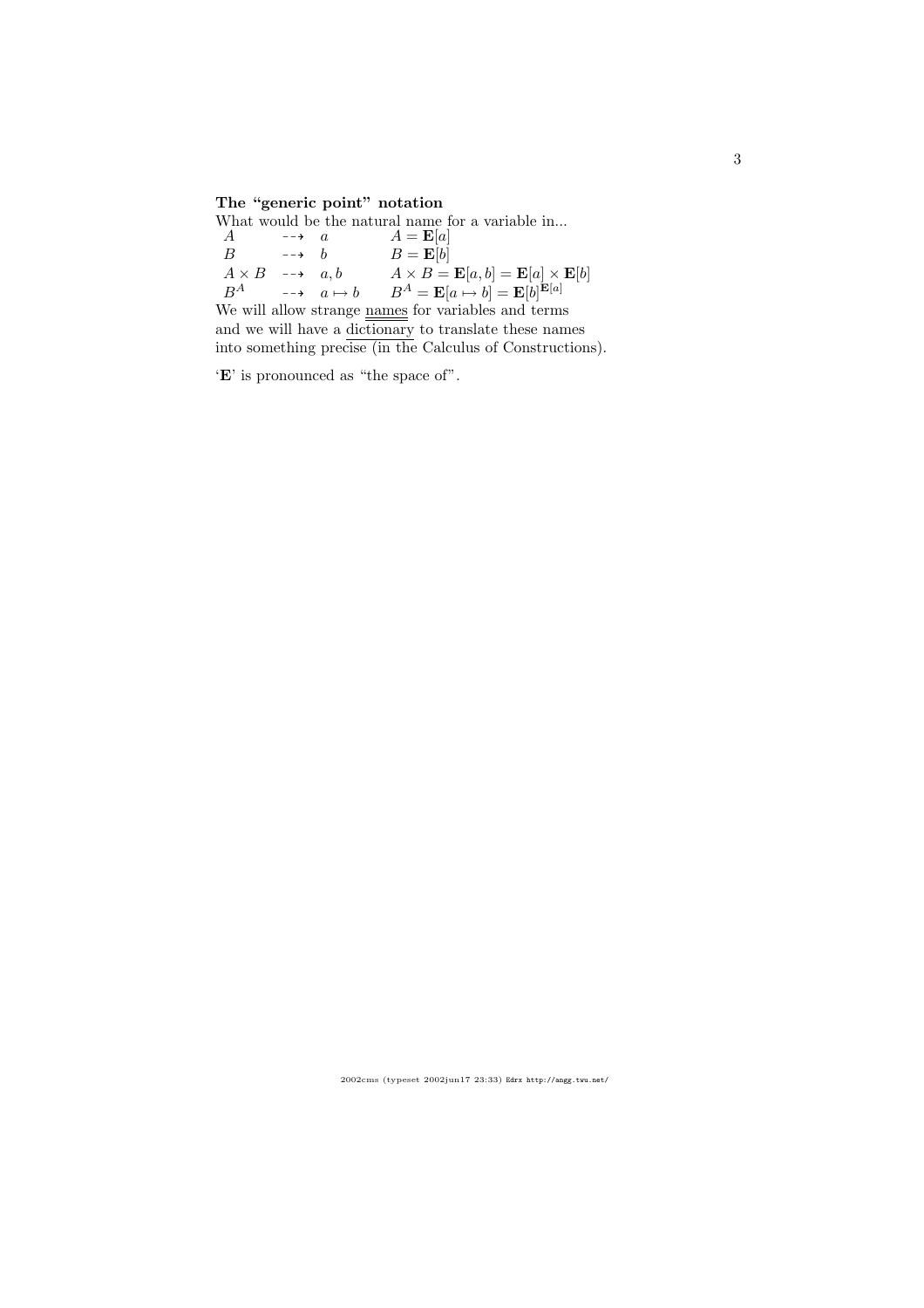### The "generic point" notation

What would be the natural name for a variable in...

| | | |
|---|---|---|
| $A$ | $\dashrightarrow$ $a$ | $A = \mathbf{E}[a]$ |
| $B$ | $\dashrightarrow$ $b$ | $B = \mathbf{E}[b]$ |
| $A \times B$ | $\dashrightarrow$ $a, b$ | $A \times B = \mathbf{E}[a, b] = \mathbf{E}[a] \times \mathbf{E}[b]$ |
| $B^A$ | $\dashrightarrow$ $a \mapsto b$ | $B^A = \mathbf{E}[a \mapsto b] = \mathbf{E}[b]^{\mathbf{E}[a]}$ |

We will allow strange names for variables and terms and we will have a dictionary to translate these names into something precise (in the Calculus of Constructions).

'**E**' is pronounced as "the space of".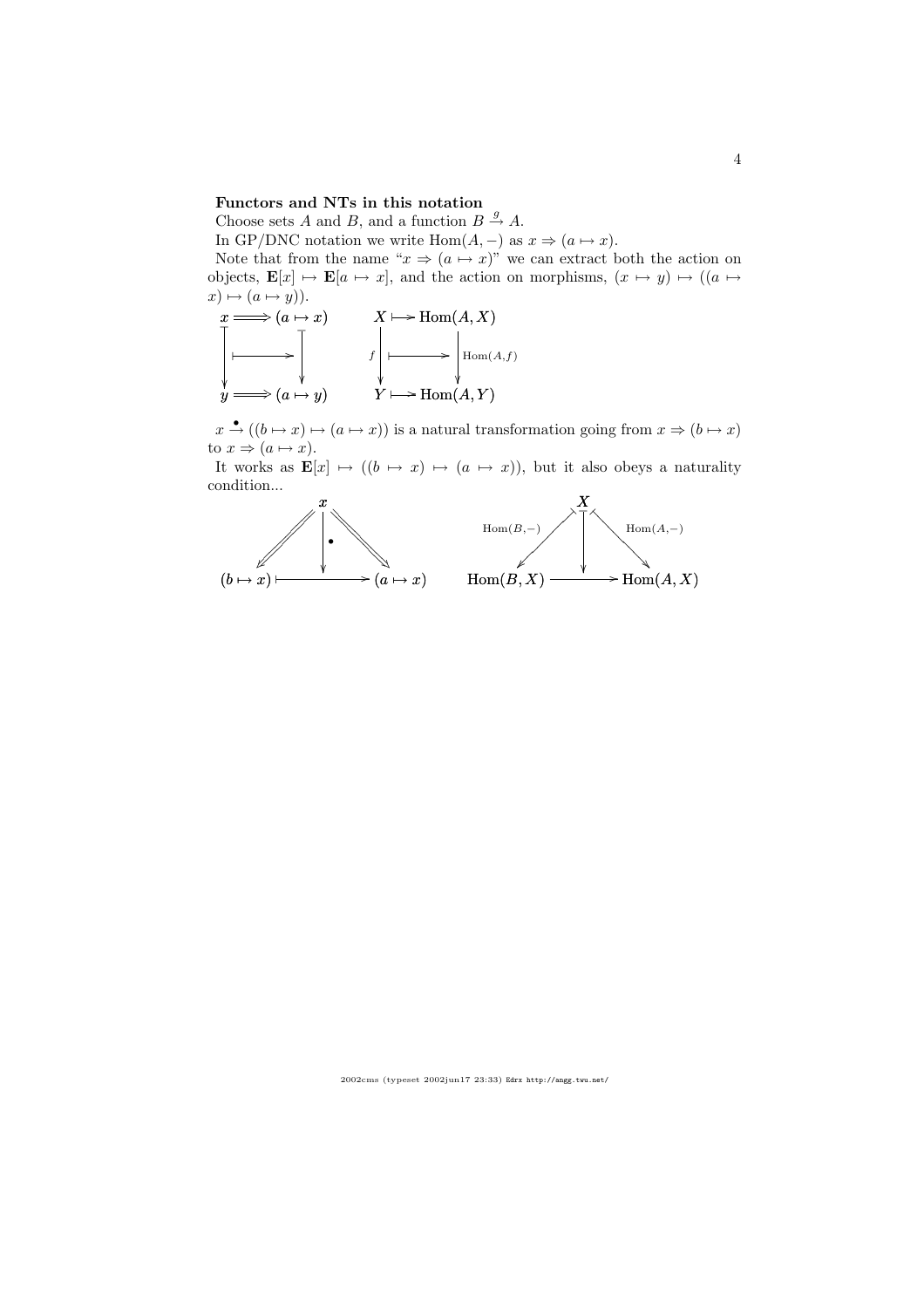**Functors and NTs in this notation**

Choose sets $A$ and $B$, and a function $B \xrightarrow{g} A$.

In GP/DNC notation we write $\mathrm{Hom}(A, -)$ as $x \Rightarrow (a \mapsto x)$.

Note that from the name "$x \Rightarrow (a \mapsto x)$" we can extract both the action on objects, $\mathbf{E}[x] \mapsto \mathbf{E}[a \mapsto x]$, and the action on morphisms, $(x \mapsto y) \mapsto ((a \mapsto x) \mapsto (a \mapsto y))$.

$$
\begin{array}{ccc}
x & \Longrightarrow & (a \mapsto x) \\
\downarrow & \longmapsto & \downarrow \\
y & \Longrightarrow & (a \mapsto y)
\end{array}
\qquad
\begin{array}{ccc}
X & \longmapsto & \mathrm{Hom}(A, X) \\
{\scriptstyle f}\downarrow & \longmapsto & \downarrow{\scriptstyle \mathrm{Hom}(A,f)} \\
Y & \longmapsto & \mathrm{Hom}(A, Y)
\end{array}
$$

$x \xrightarrow{\bullet} ((b \mapsto x) \mapsto (a \mapsto x))$ is a natural transformation going from $x \Rightarrow (b \mapsto x)$ to $x \Rightarrow (a \mapsto x)$.

It works as $\mathbf{E}[x] \mapsto ((b \mapsto x) \mapsto (a \mapsto x))$, but it also obeys a naturality condition...

$$
\begin{array}{ccccc}
 & & x & & \\
 & \swarrow & \downarrow{\scriptstyle \bullet} & \searrow & \\
(b \mapsto x) & & \longmapsto & & (a \mapsto x)
\end{array}
\qquad
\begin{array}{ccccc}
 & & X & & \\
 & {\scriptstyle \mathrm{Hom}(B,-)}\swarrow & \downarrow & \searrow{\scriptstyle \mathrm{Hom}(A,-)} & \\
\mathrm{Hom}(B, X) & & \longrightarrow & & \mathrm{Hom}(A, X)
\end{array}
$$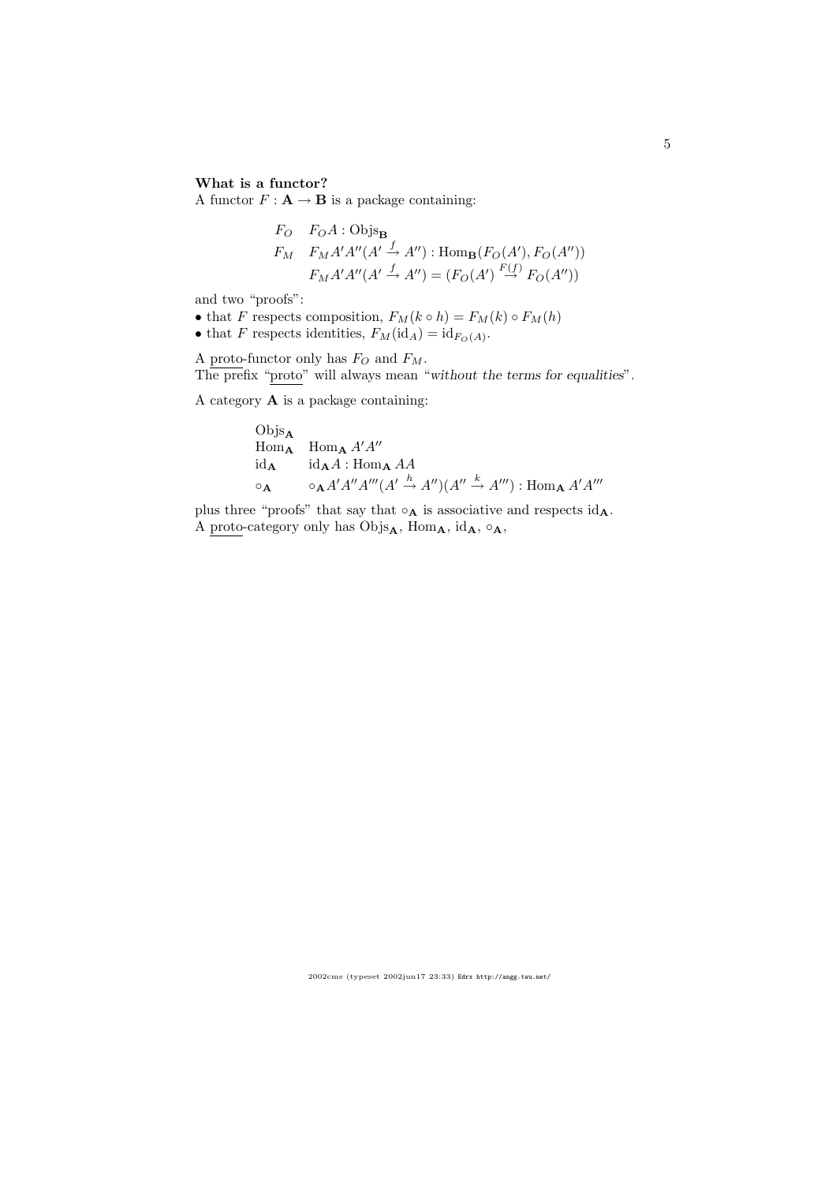**What is a functor?**

A functor $F : \mathbf{A} \to \mathbf{B}$ is a package containing:

$$
\begin{array}{ll}
F_O & F_O A : \mathrm{Objs}_{\mathbf{B}} \\
F_M & F_M A' A'' (A' \stackrel{f}{\to} A'') : \mathrm{Hom}_{\mathbf{B}}(F_O(A'), F_O(A'')) \\
 & F_M A' A'' (A' \stackrel{f}{\to} A'') = (F_O(A') \stackrel{F(f)}{\to} F_O(A''))
\end{array}
$$

and two "proofs":

- that $F$ respects composition, $F_M(k \circ h) = F_M(k) \circ F_M(h)$
- that $F$ respects identities, $F_M(\mathrm{id}_A) = \mathrm{id}_{F_O(A)}$.

A <u>proto</u>-functor only has $F_O$ and $F_M$.
The prefix "<u>proto</u>" will always mean "*without the terms for equalities*".

A category $\mathbf{A}$ is a package containing:

$$
\begin{array}{ll}
\mathrm{Objs}_{\mathbf{A}} & \\
\mathrm{Hom}_{\mathbf{A}} & \mathrm{Hom}_{\mathbf{A}}\, A' A'' \\
\mathrm{id}_{\mathbf{A}} & \mathrm{id}_{\mathbf{A}} A : \mathrm{Hom}_{\mathbf{A}}\, AA \\
\circ_{\mathbf{A}} & \circ_{\mathbf{A}} A' A'' A''' (A' \stackrel{h}{\to} A'')(A'' \stackrel{k}{\to} A''') : \mathrm{Hom}_{\mathbf{A}}\, A' A'''
\end{array}
$$

plus three "proofs" that say that $\circ_{\mathbf{A}}$ is associative and respects $\mathrm{id}_{\mathbf{A}}$.
A <u>proto</u>-category only has $\mathrm{Objs}_{\mathbf{A}}$, $\mathrm{Hom}_{\mathbf{A}}$, $\mathrm{id}_{\mathbf{A}}$, $\circ_{\mathbf{A}}$,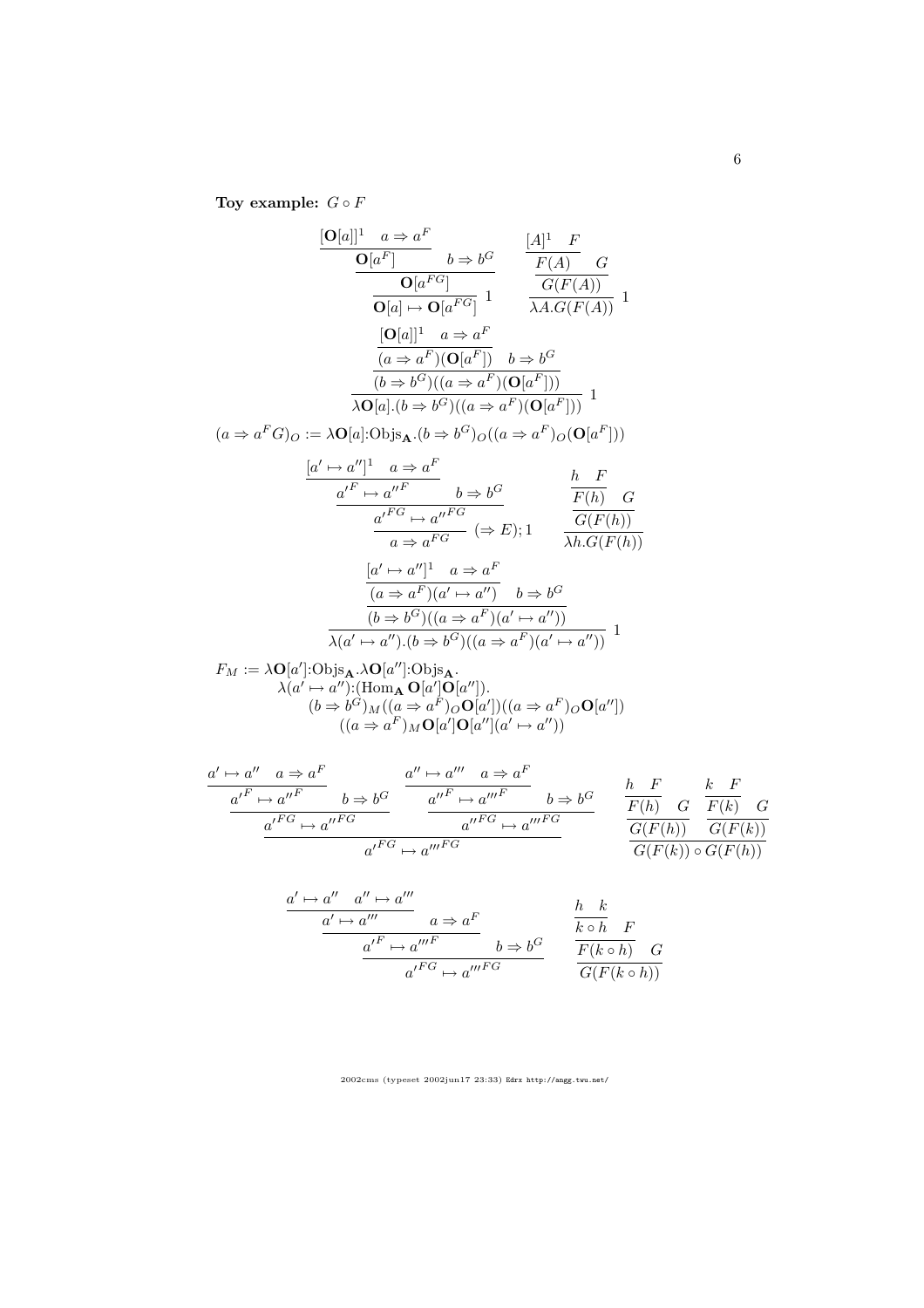**Toy example: $G \circ F$**

$$
\dfrac{\dfrac{\dfrac{[\mathbf{O}[a]]^1 \quad a \Rightarrow a^F}{\mathbf{O}[a^F]} \quad b \Rightarrow b^G}{\mathbf{O}[a^{FG}]}}{\mathbf{O}[a] \mapsto \mathbf{O}[a^{FG}]}\ 1
\qquad
\dfrac{\dfrac{\dfrac{[A]^1 \quad F}{F(A)} \quad G}{G(F(A))}}{\lambda A. G(F(A))}\ 1
$$

$$
\dfrac{\dfrac{\dfrac{[\mathbf{O}[a]]^1 \quad a \Rightarrow a^F}{(a \Rightarrow a^F)(\mathbf{O}[a^F])} \quad b \Rightarrow b^G}{(b \Rightarrow b^G)((a \Rightarrow a^F)(\mathbf{O}[a^F]))}}{\lambda \mathbf{O}[a].(b \Rightarrow b^G)((a \Rightarrow a^F)(\mathbf{O}[a^F]))}\ 1
$$

$$
(a \Rightarrow a^F G)_O := \lambda \mathbf{O}[a]{:}\mathrm{Objs}_{\mathbf{A}}.(b \Rightarrow b^G)_O((a \Rightarrow a^F)_O(\mathbf{O}[a^F]))
$$

$$
\dfrac{\dfrac{\dfrac{[a' \mapsto a'']^1 \quad a \Rightarrow a^F}{a'^F \mapsto a''^F} \quad b \Rightarrow b^G}{a'^{FG} \mapsto a''^{FG}}}{a \Rightarrow a^{FG}}\ (\Rightarrow E); 1
\qquad
\dfrac{\dfrac{\dfrac{h \quad F}{F(h)} \quad G}{G(F(h))}}{\lambda h. G(F(h))}
$$

$$
\dfrac{\dfrac{\dfrac{[a' \mapsto a'']^1 \quad a \Rightarrow a^F}{(a \Rightarrow a^F)(a' \mapsto a'')} \quad b \Rightarrow b^G}{(b \Rightarrow b^G)((a \Rightarrow a^F)(a' \mapsto a''))}}{\lambda(a' \mapsto a'').(b \Rightarrow b^G)((a \Rightarrow a^F)(a' \mapsto a''))}\ 1
$$

$$
\begin{aligned}
F_M := {} & \lambda \mathbf{O}[a']{:}\mathrm{Objs}_{\mathbf{A}}.\lambda \mathbf{O}[a'']{:}\mathrm{Objs}_{\mathbf{A}}. \\
& \lambda(a' \mapsto a''){:}(\mathrm{Hom}_{\mathbf{A}}\, \mathbf{O}[a']\mathbf{O}[a'']). \\
& \quad (b \Rightarrow b^G)_M((a \Rightarrow a^F)_O \mathbf{O}[a'])((a \Rightarrow a^F)_O \mathbf{O}[a'']) \\
& \quad\quad ((a \Rightarrow a^F)_M \mathbf{O}[a']\mathbf{O}[a''](a' \mapsto a''))
\end{aligned}
$$

$$
\dfrac{\dfrac{\dfrac{a' \mapsto a'' \quad a \Rightarrow a^F}{a'^F \mapsto a''^F} \quad b \Rightarrow b^G}{a'^{FG} \mapsto a''^{FG}} \quad \dfrac{\dfrac{a'' \mapsto a''' \quad a \Rightarrow a^F}{a''^F \mapsto a'''^F} \quad b \Rightarrow b^G}{a''^{FG} \mapsto a'''^{FG}}}{a'^{FG} \mapsto a'''^{FG}}
\qquad
\dfrac{\dfrac{\dfrac{h \quad F}{F(h)} \quad G}{G(F(h))} \quad \dfrac{\dfrac{k \quad F}{F(k)} \quad G}{G(F(k))}}{G(F(k)) \circ G(F(h))}
$$

$$
\dfrac{\dfrac{\dfrac{a' \mapsto a'' \quad a'' \mapsto a'''}{a' \mapsto a'''} \quad a \Rightarrow a^F}{a'^F \mapsto a'''^F} \quad b \Rightarrow b^G}{a'^{FG} \mapsto a'''^{FG}}
\qquad
\dfrac{\dfrac{\dfrac{h \quad k}{k \circ h} \quad F}{F(k \circ h)} \quad G}{G(F(k \circ h))}
$$

2002cms (typeset 2002jun17 23:33) Edrx http://angg.twu.net/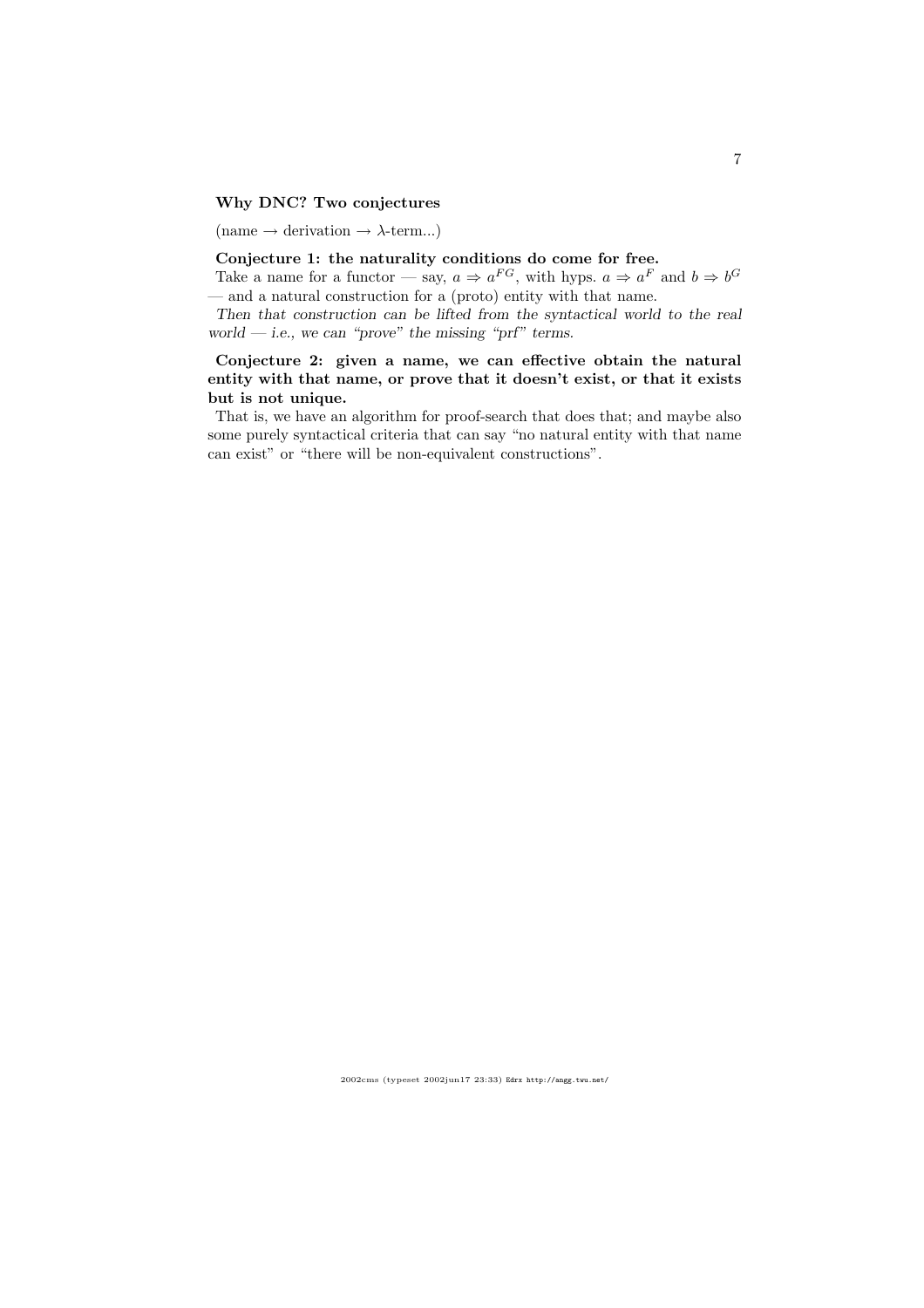**Why DNC? Two conjectures**

(name $\to$ derivation $\to$ $\lambda$-term...)

**Conjecture 1: the naturality conditions do come for free.**

Take a name for a functor — say, $a \Rightarrow a^{FG}$, with hyps. $a \Rightarrow a^F$ and $b \Rightarrow b^G$ — and a natural construction for a (proto) entity with that name.

*Then that construction can be lifted from the syntactical world to the real world — i.e., we can "prove" the missing "prf" terms.*

**Conjecture 2: given a name, we can effective obtain the natural entity with that name, or prove that it doesn't exist, or that it exists but is not unique.**

That is, we have an algorithm for proof-search that does that; and maybe also some purely syntactical criteria that can say "no natural entity with that name can exist" or "there will be non-equivalent constructions".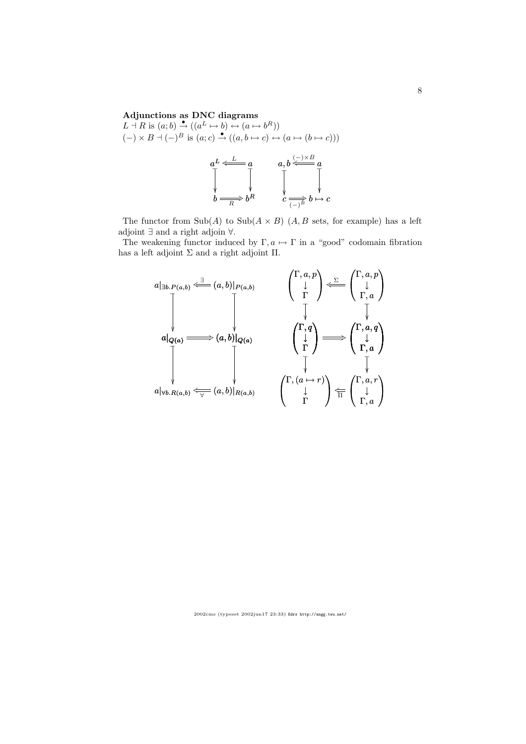**Adjunctions as DNC diagrams**

$L \dashv R$ is $(a;b) \overset{\bullet}{\to} ((a^L \mapsto b) \leftrightarrow (a \mapsto b^R))$

$(-) \times B \dashv (-)^B$ is $(a;c) \overset{\bullet}{\to} ((a,b \mapsto c) \leftrightarrow (a \mapsto (b \mapsto c)))$

$$\begin{array}{ccc} a^L & \overset{L}{\Longleftarrow} & a \\ \downarrow & & \downarrow \\ b & \underset{R}{\Longrightarrow} & b^R \end{array} \qquad \begin{array}{ccc} a,b & \overset{(-)\times B}{\Longleftarrow} & a \\ \downarrow & & \downarrow \\ c & \underset{(-)^B}{\Longrightarrow} & b \mapsto c \end{array}$$

The functor from $\mathrm{Sub}(A)$ to $\mathrm{Sub}(A \times B)$ ($A, B$ sets, for example) has a left adjoint $\exists$ and a right adjoin $\forall$.

The weakening functor induced by $\Gamma, a \mapsto \Gamma$ in a "good" codomain fibration has a left adjoint $\Sigma$ and a right adjoint $\Pi$.

$$\begin{array}{ccc} a|_{\exists b.P(a,b)} & \overset{\exists}{\Longleftarrow} & (a,b)|_{P(a,b)} \\ \downarrow & & \downarrow \\ a|_{Q(a)} & \Longrightarrow & (a,b)|_{Q(a)} \\ \downarrow & & \downarrow \\ a|_{\forall b.R(a,b)} & \underset{\forall}{\Longleftarrow} & (a,b)|_{R(a,b)} \end{array} \qquad \begin{array}{ccc} \begin{pmatrix} \Gamma,a,p \\ \downarrow \\ \Gamma \end{pmatrix} & \overset{\Sigma}{\Longleftarrow} & \begin{pmatrix} \Gamma,a,p \\ \downarrow \\ \Gamma,a \end{pmatrix} \\ \downarrow & & \downarrow \\ \begin{pmatrix} \Gamma,q \\ \downarrow \\ \Gamma \end{pmatrix} & \Longrightarrow & \begin{pmatrix} \Gamma,a,q \\ \downarrow \\ \Gamma,a \end{pmatrix} \\ \downarrow & & \downarrow \\ \begin{pmatrix} \Gamma,(a \mapsto r) \\ \downarrow \\ \Gamma \end{pmatrix} & \underset{\Pi}{\Longleftarrow} & \begin{pmatrix} \Gamma,a,r \\ \downarrow \\ \Gamma,a \end{pmatrix} \end{array}$$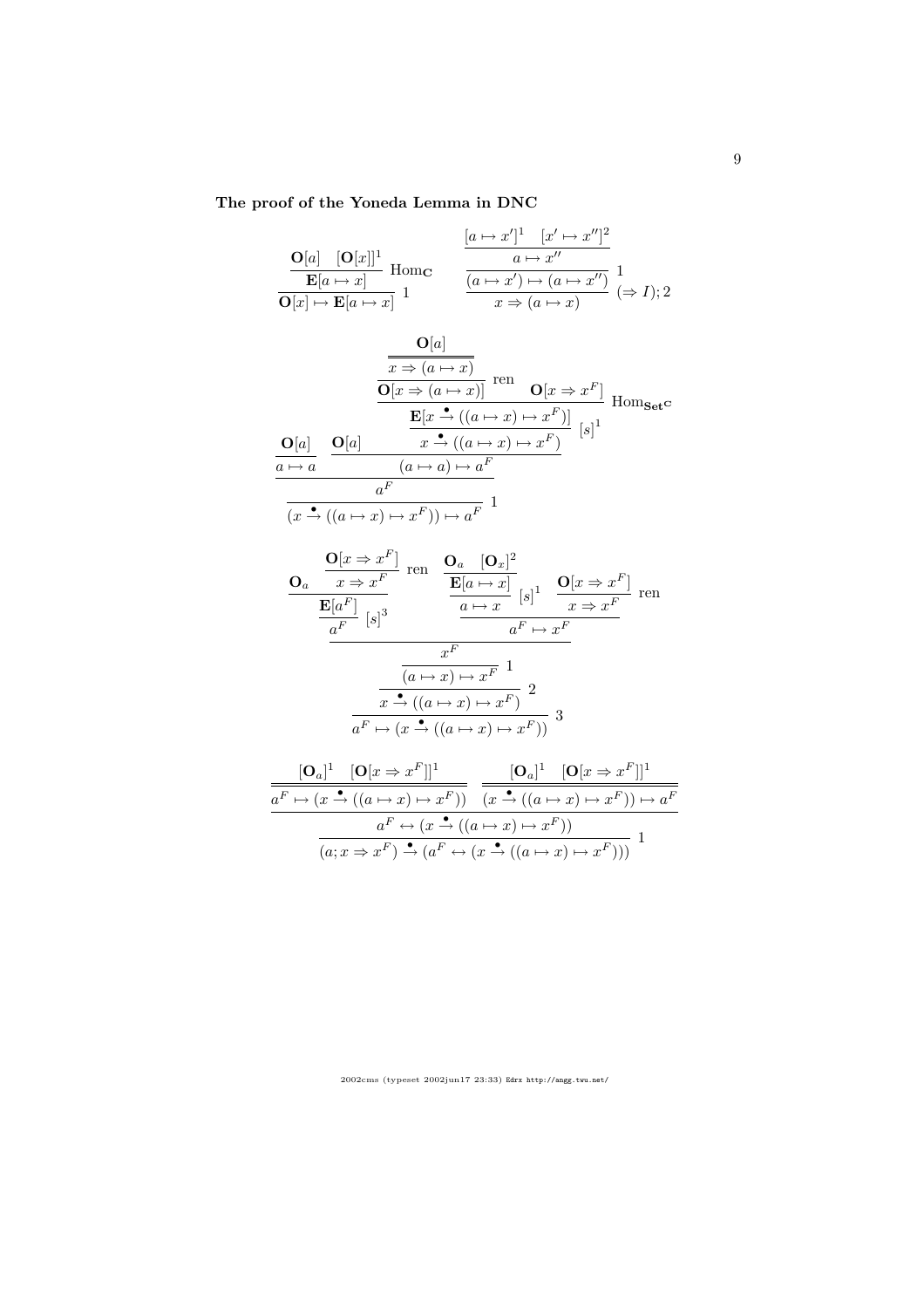**The proof of the Yoneda Lemma in DNC**

$$
\dfrac{\dfrac{\mathbf{O}[a] \quad [\mathbf{O}[x]]^1}{\mathbf{E}[a \mapsto x]}\ \mathrm{Hom}_{\mathbf{C}}}{\mathbf{O}[x] \mapsto \mathbf{E}[a \mapsto x]}\ 1
\qquad
\dfrac{\dfrac{\dfrac{[a \mapsto x']^1 \quad [x' \mapsto x'']^2}{a \mapsto x''}}{(a \mapsto x') \mapsto (a \mapsto x'')}\ 1}{x \Rightarrow (a \mapsto x)}\ (\Rightarrow I); 2
$$

$$
\dfrac{\dfrac{\dfrac{\mathbf{O}[a]}{a \mapsto a} \quad \dfrac{\mathbf{O}[a] \quad \dfrac{\dfrac{\dfrac{\dfrac{\mathbf{O}[a]}{x \Rightarrow (a \mapsto x)}}{\mathbf{O}[x \Rightarrow (a \mapsto x)]}\ \mathrm{ren} \quad \mathbf{O}[x \Rightarrow x^F]}{\mathbf{E}[x \overset{\bullet}{\to} ((a \mapsto x) \mapsto x^F)]}\ \mathrm{Hom}_{\mathbf{Set^C}}}{x \overset{\bullet}{\to} ((a \mapsto x) \mapsto x^F)}\ [s]^1}{(a \mapsto a) \mapsto a^F}}{a^F}}{(x \overset{\bullet}{\to} ((a \mapsto x) \mapsto x^F)) \mapsto a^F}\ 1
$$

$$
\dfrac{\dfrac{\dfrac{\dfrac{\dfrac{\mathbf{O}_a \quad \dfrac{\mathbf{O}[x \Rightarrow x^F]}{x \Rightarrow x^F}\ \mathrm{ren}}{\dfrac{\mathbf{E}[a^F]}{a^F}\ [s]^3} \quad \dfrac{\dfrac{\dfrac{\mathbf{O}_a \quad [\mathbf{O}_x]^2}{\mathbf{E}[a \mapsto x]}}{a \mapsto x}\ [s]^1 \quad \dfrac{\mathbf{O}[x \Rightarrow x^F]}{x \Rightarrow x^F}\ \mathrm{ren}}{a^F \mapsto x^F}}{x^F}}{(a \mapsto x) \mapsto x^F}\ 1}{x \overset{\bullet}{\to} ((a \mapsto x) \mapsto x^F)}\ 2}{a^F \mapsto (x \overset{\bullet}{\to} ((a \mapsto x) \mapsto x^F))}\ 3
$$

$$
\dfrac{\dfrac{\dfrac{[\mathbf{O}_a]^1 \quad [\mathbf{O}[x \Rightarrow x^F]]^1}{a^F \mapsto (x \overset{\bullet}{\to} ((a \mapsto x) \mapsto x^F))} \quad \dfrac{[\mathbf{O}_a]^1 \quad [\mathbf{O}[x \Rightarrow x^F]]^1}{(x \overset{\bullet}{\to} ((a \mapsto x) \mapsto x^F)) \mapsto a^F}}{a^F \leftrightarrow (x \overset{\bullet}{\to} ((a \mapsto x) \mapsto x^F))}}{(a; x \Rightarrow x^F) \overset{\bullet}{\to} (a^F \leftrightarrow (x \overset{\bullet}{\to} ((a \mapsto x) \mapsto x^F)))}\ 1
$$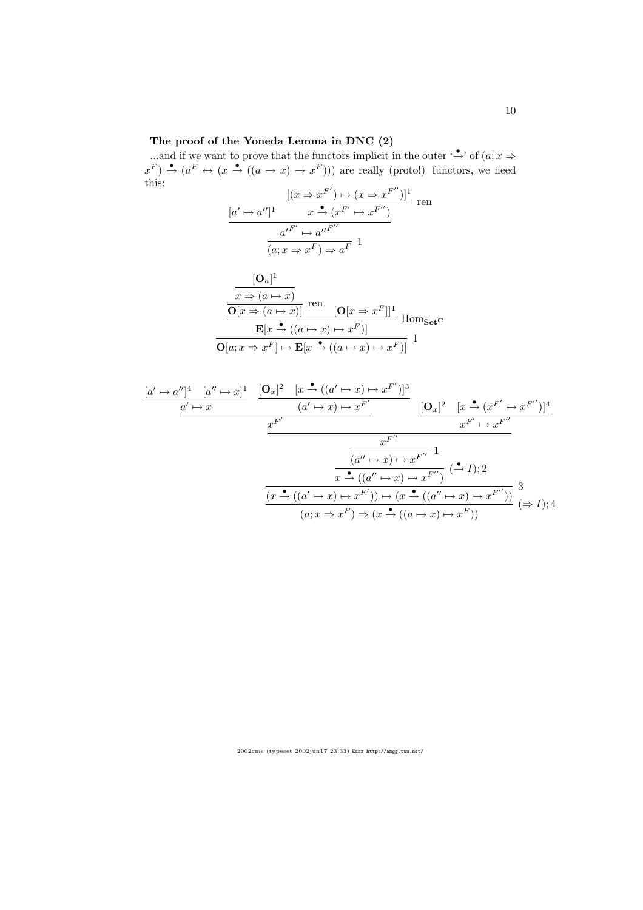**The proof of the Yoneda Lemma in DNC (2)**

...and if we want to prove that the functors implicit in the outer '$\overset{\bullet}{\to}$' of $(a; x \Rightarrow x^F) \overset{\bullet}{\to} (a^F \leftrightarrow (x \overset{\bullet}{\to} ((a \to x) \to x^F)))$ are really (proto!) functors, we need this:

$$
\cfrac{[a' \mapsto a'']^1 \qquad \cfrac{[(x \Rightarrow x^{F'}) \mapsto (x \Rightarrow x^{F''})]^1}{x \overset{\bullet}{\to} (x^{F'} \mapsto x^{F''})}\ \text{ren}}{\cfrac{{a'}^{F'} \mapsto {a''}^{F''}}{(a; x \Rightarrow x^F) \Rightarrow a^F}\ 1}
$$

$$
\cfrac{\cfrac{\cfrac{[\mathbf{O}_a]^1}{x \Rightarrow (a \mapsto x)}}{\mathbf{O}[x \Rightarrow (a \mapsto x)]}\ \text{ren} \qquad [\mathbf{O}[x \Rightarrow x^F]]^1}{\cfrac{\mathbf{E}[x \overset{\bullet}{\to} ((a \mapsto x) \mapsto x^F)]}{\mathbf{O}[a; x \Rightarrow x^F] \mapsto \mathbf{E}[x \overset{\bullet}{\to} ((a \mapsto x) \mapsto x^F)]}\ 1}\ \text{Hom}_{\mathbf{Set}^{\mathbf{C}}}
$$

$$
\cfrac{\cfrac{\cfrac{[a' \mapsto a'']^4 \quad [a'' \mapsto x]^1}{a' \mapsto x} \qquad \cfrac{[\mathbf{O}_x]^2 \quad [x \overset{\bullet}{\to} ((a' \mapsto x) \mapsto x^{F'})]^3}{(a' \mapsto x) \mapsto x^{F'}}}{x^{F'}} \qquad \cfrac{[\mathbf{O}_x]^2 \quad [x \overset{\bullet}{\to} (x^{F'} \mapsto x^{F''})]^4}{x^{F'} \mapsto x^{F''}}}{\cfrac{\cfrac{\cfrac{x^{F''}}{(a'' \mapsto x) \mapsto x^{F''}}\ 1}{x \overset{\bullet}{\to} ((a'' \mapsto x) \mapsto x^{F''})}\ (\overset{\bullet}{\to} I); 2}{\cfrac{(x \overset{\bullet}{\to} ((a' \mapsto x) \mapsto x^{F'})) \mapsto (x \overset{\bullet}{\to} ((a'' \mapsto x) \mapsto x^{F''}))}{(a; x \Rightarrow x^F) \Rightarrow (x \overset{\bullet}{\to} ((a \mapsto x) \mapsto x^F))}\ (\Rightarrow I); 4}\ 3}
$$

2002cms (typeset 2002jun17 23:33) Edrx http://angg.twu.net/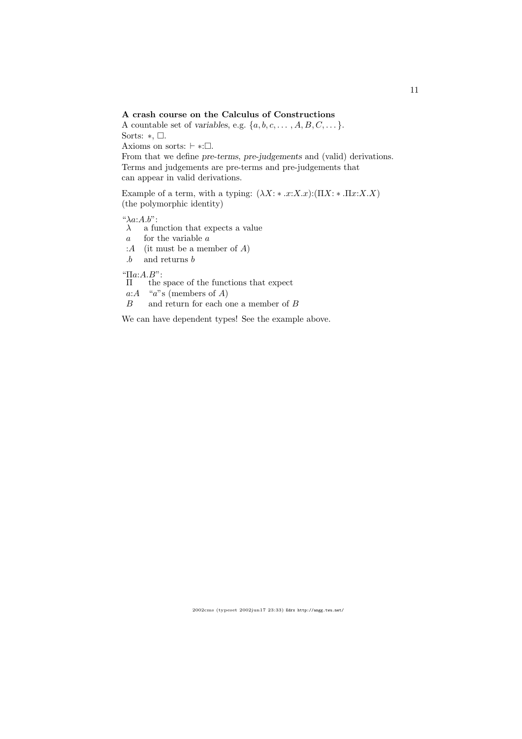**A crash course on the Calculus of Constructions**

A countable set of *variables*, e.g. $\{a, b, c, \ldots, A, B, C, \ldots\}$.
Sorts: $*$, $\Box$.
Axioms on sorts: $\vdash *{:}\Box$.
From that we define *pre-terms*, *pre-judgements* and (valid) derivations.
Terms and judgements are pre-terms and pre-judgements that can appear in valid derivations.

Example of a term, with a typing: $(\lambda X{:}*.x{:}X.x){:}(\Pi X{:}*.\Pi x{:}X.X)$
(the polymorphic identity)

"$\lambda a{:}A.b$":

| | |
|---|---|
| $\lambda$ | a function that expects a value |
| $a$ | for the variable $a$ |
| $:A$ | (it must be a member of $A$) |
| $.b$ | and returns $b$ |

"$\Pi a{:}A.B$":

| | |
|---|---|
| $\Pi$ | the space of the functions that expect |
| $a{:}A$ | "$a$"s (members of $A$) |
| $B$ | and return for each one a member of $B$ |

We can have dependent types! See the example above.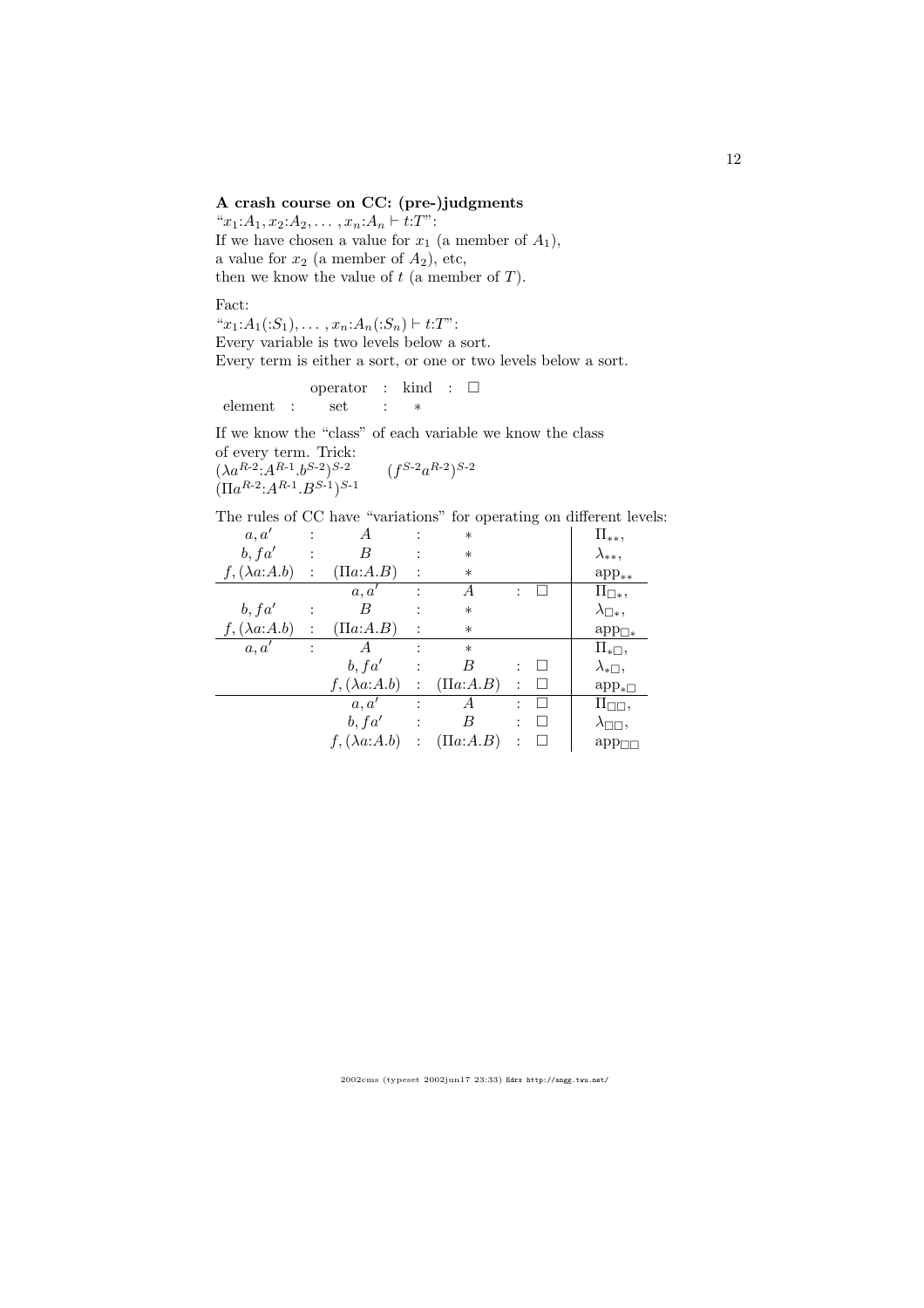**A crash course on CC: (pre-)judgments**

"$x_1{:}A_1, x_2{:}A_2, \ldots, x_n{:}A_n \vdash t{:}T$":
If we have chosen a value for $x_1$ (a member of $A_1$),
a value for $x_2$ (a member of $A_2$), etc,
then we know the value of $t$ (a member of $T$).

Fact:
"$x_1{:}A_1(:S_1), \ldots, x_n{:}A_n(:S_n) \vdash t{:}T$":
Every variable is two levels below a sort.
Every term is either a sort, or one or two levels below a sort.

| | | operator | : | kind | : | $\Box$ |
|---|---|---|---|---|---|---|
| element | : | set | : | $*$ | | |

If we know the "class" of each variable we know the class of every term. Trick:

$(\lambda a^{R\text{-}2}{:}A^{R\text{-}1}.b^{S\text{-}2})^{S\text{-}2}$ $\qquad (f^{S\text{-}2}a^{R\text{-}2})^{S\text{-}2}$
$(\Pi a^{R\text{-}2}{:}A^{R\text{-}1}.B^{S\text{-}1})^{S\text{-}1}$

The rules of CC have "variations" for operating on different levels:

| | | | | | | | |
|---|---|---|---|---|---|---|---|
| $a, a'$ | : | $A$ | : | $*$ | | | $\Pi_{**}$, |
| $b, fa'$ | : | $B$ | : | $*$ | | | $\lambda_{**}$, |
| $f, (\lambda a{:}A.b)$ | : | $(\Pi a{:}A.B)$ | : | $*$ | | | $\mathrm{app}_{**}$ |
| | | $a, a'$ | : | $A$ | : | $\Box$ | $\Pi_{\Box *}$, |
| $b, fa'$ | : | $B$ | : | $*$ | | | $\lambda_{\Box *}$, |
| $f, (\lambda a{:}A.b)$ | : | $(\Pi a{:}A.B)$ | : | $*$ | | | $\mathrm{app}_{\Box *}$ |
| $a, a'$ | : | $A$ | : | $*$ | | | $\Pi_{*\Box}$, |
| | | $b, fa'$ | : | $B$ | : | $\Box$ | $\lambda_{*\Box}$, |
| | | $f, (\lambda a{:}A.b)$ | : | $(\Pi a{:}A.B)$ | : | $\Box$ | $\mathrm{app}_{*\Box}$ |
| | | $a, a'$ | : | $A$ | : | $\Box$ | $\Pi_{\Box\Box}$, |
| | | $b, fa'$ | : | $B$ | : | $\Box$ | $\lambda_{\Box\Box}$, |
| | | $f, (\lambda a{:}A.b)$ | : | $(\Pi a{:}A.B)$ | : | $\Box$ | $\mathrm{app}_{\Box\Box}$ |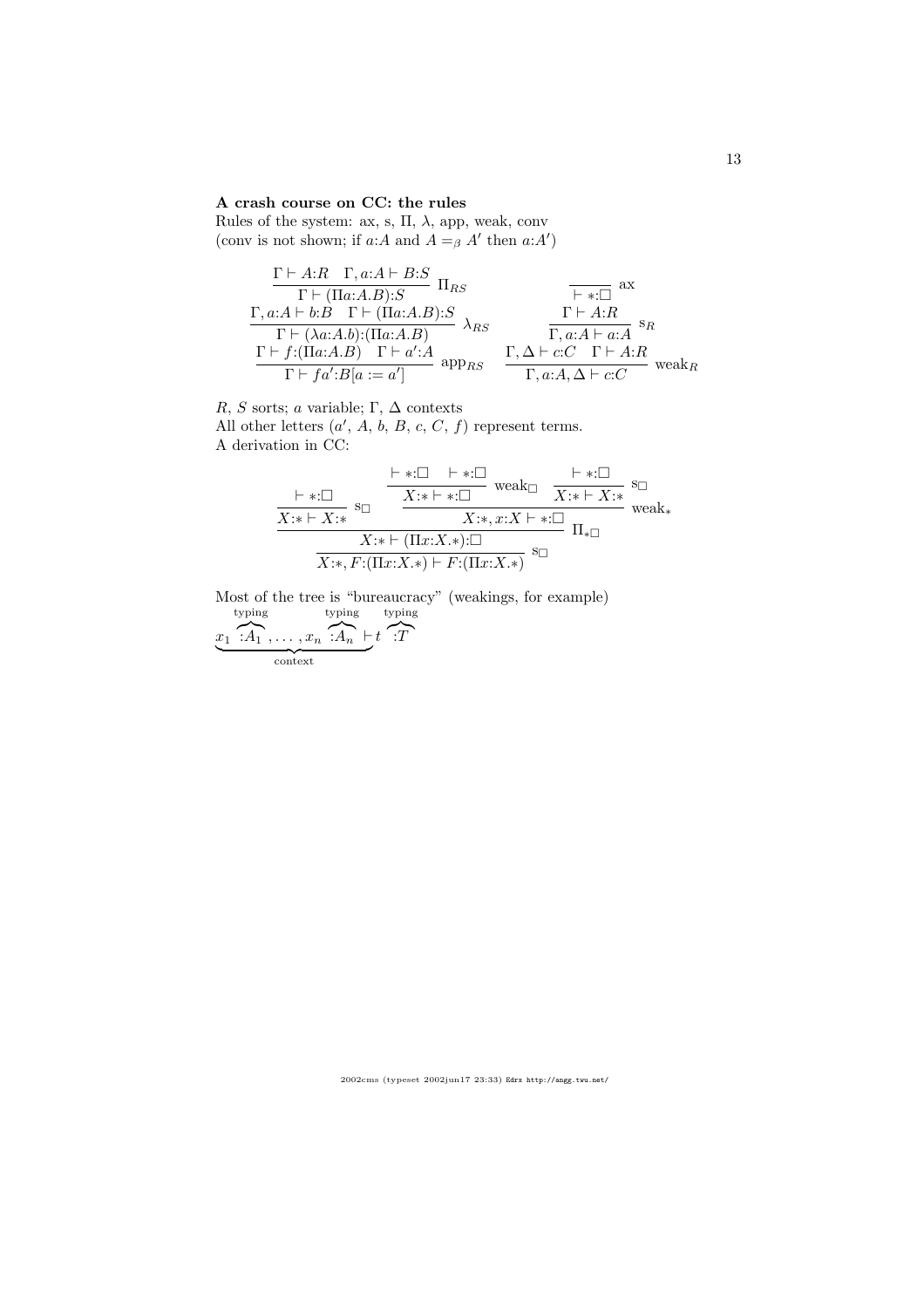**A crash course on CC: the rules**

Rules of the system: ax, s, Π, λ, app, weak, conv
(conv is not shown; if $a{:}A$ and $A =_\beta A'$ then $a{:}A'$)

$$\frac{\Gamma \vdash A{:}R \quad \Gamma, a{:}A \vdash B{:}S}{\Gamma \vdash (\Pi a{:}A.B){:}S}\ \Pi_{RS} \qquad \frac{}{\vdash *{:}\square}\ \text{ax}$$

$$\frac{\Gamma, a{:}A \vdash b{:}B \quad \Gamma \vdash (\Pi a{:}A.B){:}S}{\Gamma \vdash (\lambda a{:}A.b){:}(\Pi a{:}A.B)}\ \lambda_{RS} \qquad \frac{\Gamma \vdash A{:}R}{\Gamma, a{:}A \vdash a{:}A}\ \text{s}_R$$

$$\frac{\Gamma \vdash f{:}(\Pi a{:}A.B) \quad \Gamma \vdash a'{:}A}{\Gamma \vdash fa'{:}B[a := a']}\ \text{app}_{RS} \qquad \frac{\Gamma, \Delta \vdash c{:}C \quad \Gamma \vdash A{:}R}{\Gamma, a{:}A, \Delta \vdash c{:}C}\ \text{weak}_R$$

$R$, $S$ sorts; $a$ variable; $\Gamma$, $\Delta$ contexts
All other letters ($a'$, $A$, $b$, $B$, $c$, $C$, $f$) represent terms.
A derivation in CC:

$$\dfrac{\dfrac{\vdash *{:}\square}{X{:}* \vdash X{:}*}\ \text{s}_\square \qquad \dfrac{\dfrac{\vdash *{:}\square \quad \vdash *{:}\square}{X{:}* \vdash *{:}\square}\ \text{weak}_\square \qquad \dfrac{\vdash *{:}\square}{X{:}* \vdash X{:}*}\ \text{s}_\square}{X{:}*, x{:}X \vdash *{:}\square}\ \text{weak}_*}{\dfrac{X{:}* \vdash (\Pi x{:}X.*){:}\square}{X{:}*, F{:}(\Pi x{:}X.*) \vdash F{:}(\Pi x{:}X.*)}\ \text{s}_\square}\ \Pi_{*\square}$$

Most of the tree is "bureaucracy" (weakings, for example)

$$\underbrace{x_1 \overbrace{:A_1}^{\text{typing}}, \ldots, x_n \overbrace{:A_n}^{\text{typing}}}_{\text{context}} \vdash t \overbrace{:T}^{\text{typing}}$$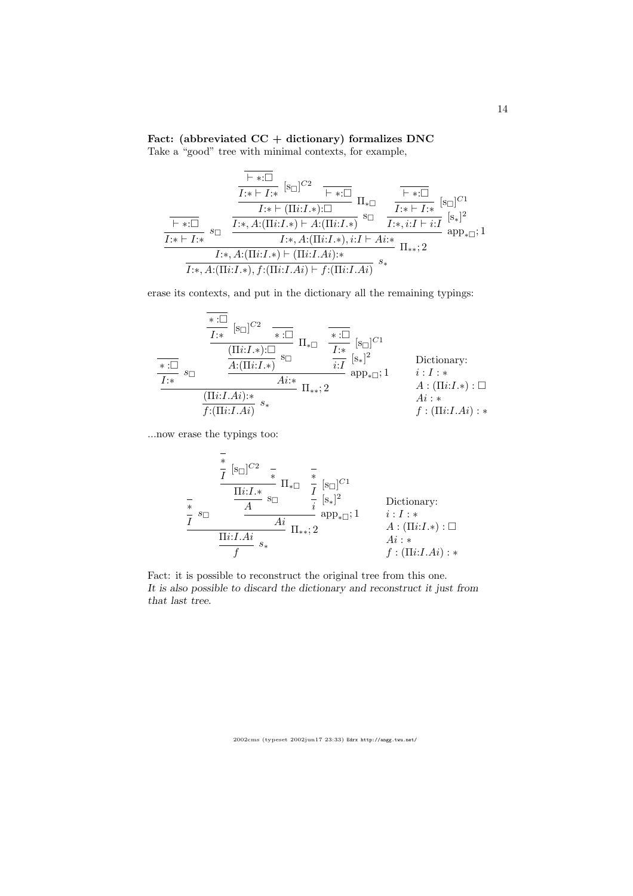**Fact: (abbreviated CC + dictionary) formalizes DNC**

Take a "good" tree with minimal contexts, for example,

$$
\dfrac{
  \dfrac{\dfrac{}{\vdash *{:}\Box}}{I{:}* \vdash I{:}*}\; s_\Box
  \qquad
  \dfrac{
    \dfrac{
      \dfrac{
        \dfrac{\dfrac{}{\vdash *{:}\Box}}{I{:}* \vdash I{:}*}\;[\mathrm{s}_\Box]^{C2}
        \quad
        \dfrac{}{\vdash *{:}\Box}
      }{I{:}* \vdash (\Pi i{:}I.*){:}\Box}\;\Pi_{*\Box}
    }{I{:}*, A{:}(\Pi i{:}I.*) \vdash A{:}(\Pi i{:}I.*)}\;\mathrm{s}_\Box
    \quad
    \dfrac{
      \dfrac{\dfrac{}{\vdash *{:}\Box}}{I{:}* \vdash I{:}*}\;[\mathrm{s}_\Box]^{C1}
    }{I{:}*, i{:}I \vdash i{:}I}\;[\mathrm{s}_*]^2
  }{I{:}*, A{:}(\Pi i{:}I.*), i{:}I \vdash Ai{:}*}\;\mathrm{app}_{*\Box};1
}{
  \dfrac{I{:}*, A{:}(\Pi i{:}I.*) \vdash (\Pi i{:}I.Ai){:}*}{I{:}*, A{:}(\Pi i{:}I.*), f{:}(\Pi i{:}I.Ai) \vdash f{:}(\Pi i{:}I.Ai)}\; s_*
}\;\Pi_{**};2
$$

erase its contexts, and put in the dictionary all the remaining typings:

$$
\dfrac{
  \dfrac{\dfrac{}{*{:}\Box}}{I{:}*}\; s_\Box
  \qquad
  \dfrac{
    \dfrac{
      \dfrac{
        \dfrac{\dfrac{}{*{:}\Box}}{I{:}*}\;[\mathrm{s}_\Box]^{C2}
        \quad
        \dfrac{}{*{:}\Box}
      }{(\Pi i{:}I.*){:}\Box}\;\Pi_{*\Box}
    }{A{:}(\Pi i{:}I.*)}\;\mathrm{s}_\Box
    \quad
    \dfrac{
      \dfrac{\dfrac{}{*{:}\Box}}{I{:}*}\;[\mathrm{s}_\Box]^{C1}
    }{i{:}I}\;[\mathrm{s}_*]^2
  }{Ai{:}*}\;\mathrm{app}_{*\Box};1
}{
  \dfrac{(\Pi i{:}I.Ai){:}*}{f{:}(\Pi i{:}I.Ai)}\; s_*
}\;\Pi_{**};2
$$

Dictionary:
$i : I : *$
$A : (\Pi i{:}I.*) : \Box$
$Ai : *$
$f : (\Pi i{:}I.Ai) : *$

...now erase the typings too:

$$
\dfrac{
  \dfrac{\dfrac{}{*}}{I}\; s_\Box
  \qquad
  \dfrac{
    \dfrac{
      \dfrac{
        \dfrac{\dfrac{}{*}}{I}\;[\mathrm{s}_\Box]^{C2}
        \quad
        \dfrac{}{*}
      }{\Pi i{:}I.*}\;\Pi_{*\Box}
    }{A}\;\mathrm{s}_\Box
    \quad
    \dfrac{
      \dfrac{\dfrac{}{*}}{I}\;[\mathrm{s}_\Box]^{C1}
    }{i}\;[\mathrm{s}_*]^2
  }{Ai}\;\mathrm{app}_{*\Box};1
}{
  \dfrac{\Pi i{:}I.Ai}{f}\; s_*
}\;\Pi_{**};2
$$

Dictionary:
$i : I : *$
$A : (\Pi i{:}I.*) : \Box$
$Ai : *$
$f : (\Pi i{:}I.Ai) : *$

Fact: it is possible to reconstruct the original tree from this one.
*It is also possible to discard the dictionary and reconstruct it just from that last tree.*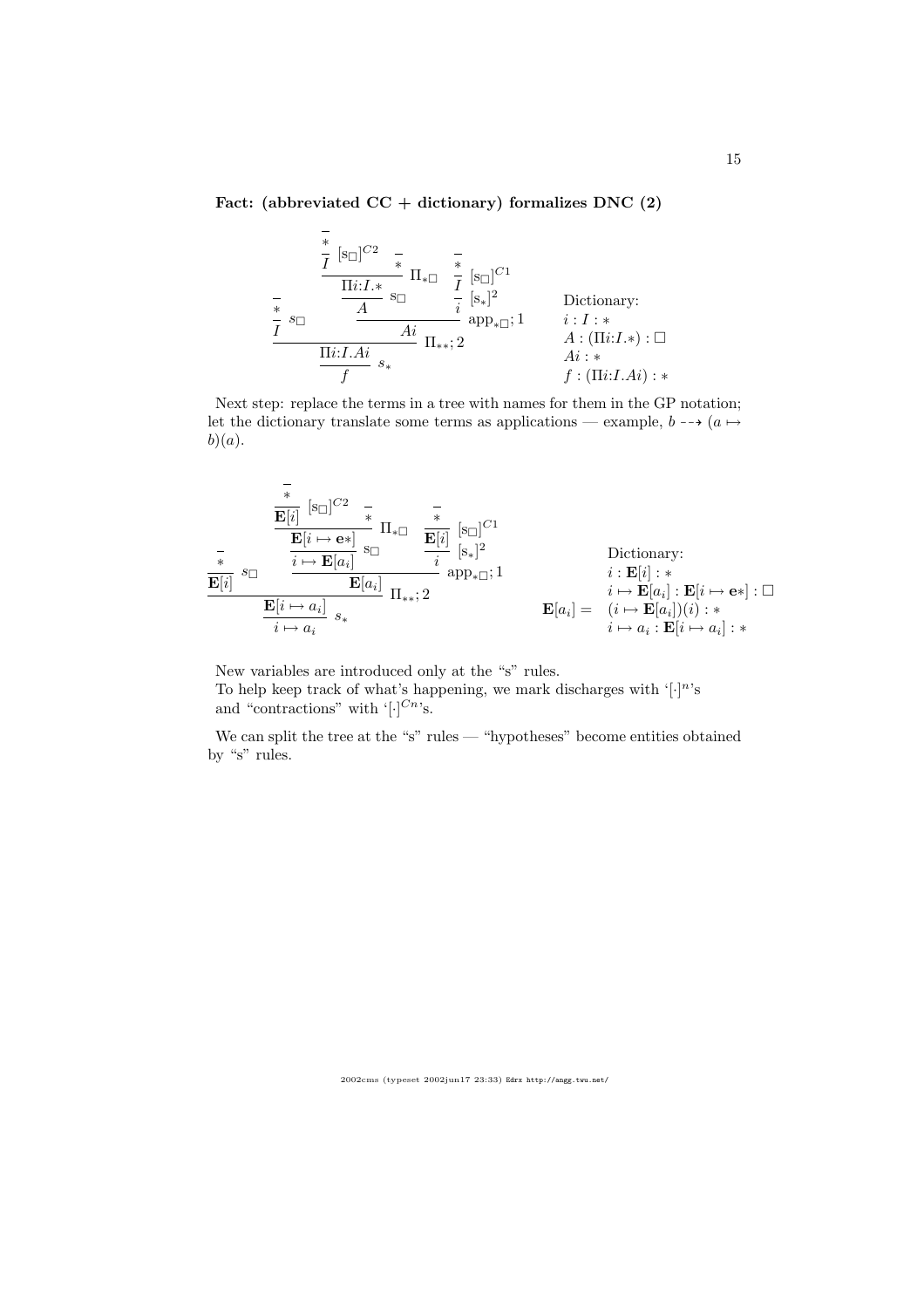**Fact: (abbreviated CC + dictionary) formalizes DNC (2)**

$$
\dfrac{\dfrac{\overline{*}}{I}\;s_\Box \qquad \dfrac{\dfrac{\dfrac{\dfrac{\overline{*}}{I}\;[s_\Box]^{C2} \quad \overline{*}}{\Pi i{:}I.*}\;\Pi_{*\Box}}{A}\;s_\Box \qquad \dfrac{\dfrac{\overline{*}}{I}\;[s_\Box]^{C1}}{i}\;[s_*]^2}{Ai}\;\mathrm{app}_{*\Box};1}{\dfrac{\Pi i{:}I.Ai}{f}\;s_*}\;\Pi_{**};2
$$

Dictionary:
$i : I : *$
$A : (\Pi i{:}I.*) : \Box$
$Ai : *$
$f : (\Pi i{:}I.Ai) : *$

Next step: replace the terms in a tree with names for them in the GP notation; let the dictionary translate some terms as applications — example, $b \dashrightarrow (a \mapsto b)(a)$.

$$
\dfrac{\dfrac{\overline{*}}{\mathbf{E}[i]}\;s_\Box \qquad \dfrac{\dfrac{\dfrac{\dfrac{\overline{*}}{\mathbf{E}[i]}\;[s_\Box]^{C2} \quad \overline{*}}{\mathbf{E}[i \mapsto \mathbf{e}*]}\;\Pi_{*\Box}}{i \mapsto \mathbf{E}[a_i]}\;s_\Box \qquad \dfrac{\dfrac{\overline{*}}{\mathbf{E}[i]}\;[s_\Box]^{C1}}{i}\;[s_*]^2}{\mathbf{E}[a_i]}\;\mathrm{app}_{*\Box};1}{\dfrac{\mathbf{E}[i \mapsto a_i]}{i \mapsto a_i}\;s_*}\;\Pi_{**};2
$$

Dictionary:
$i : \mathbf{E}[i] : *$
$i \mapsto \mathbf{E}[a_i] : \mathbf{E}[i \mapsto \mathbf{e}*] : \Box$
$\mathbf{E}[a_i] = \; (i \mapsto \mathbf{E}[a_i])(i) : *$
$i \mapsto a_i : \mathbf{E}[i \mapsto a_i] : *$

New variables are introduced only at the "s" rules.
To help keep track of what's happening, we mark discharges with '$[\cdot]^n$'s and "contractions" with '$[\cdot]^{Cn}$'s.

We can split the tree at the "s" rules — "hypotheses" become entities obtained by "s" rules.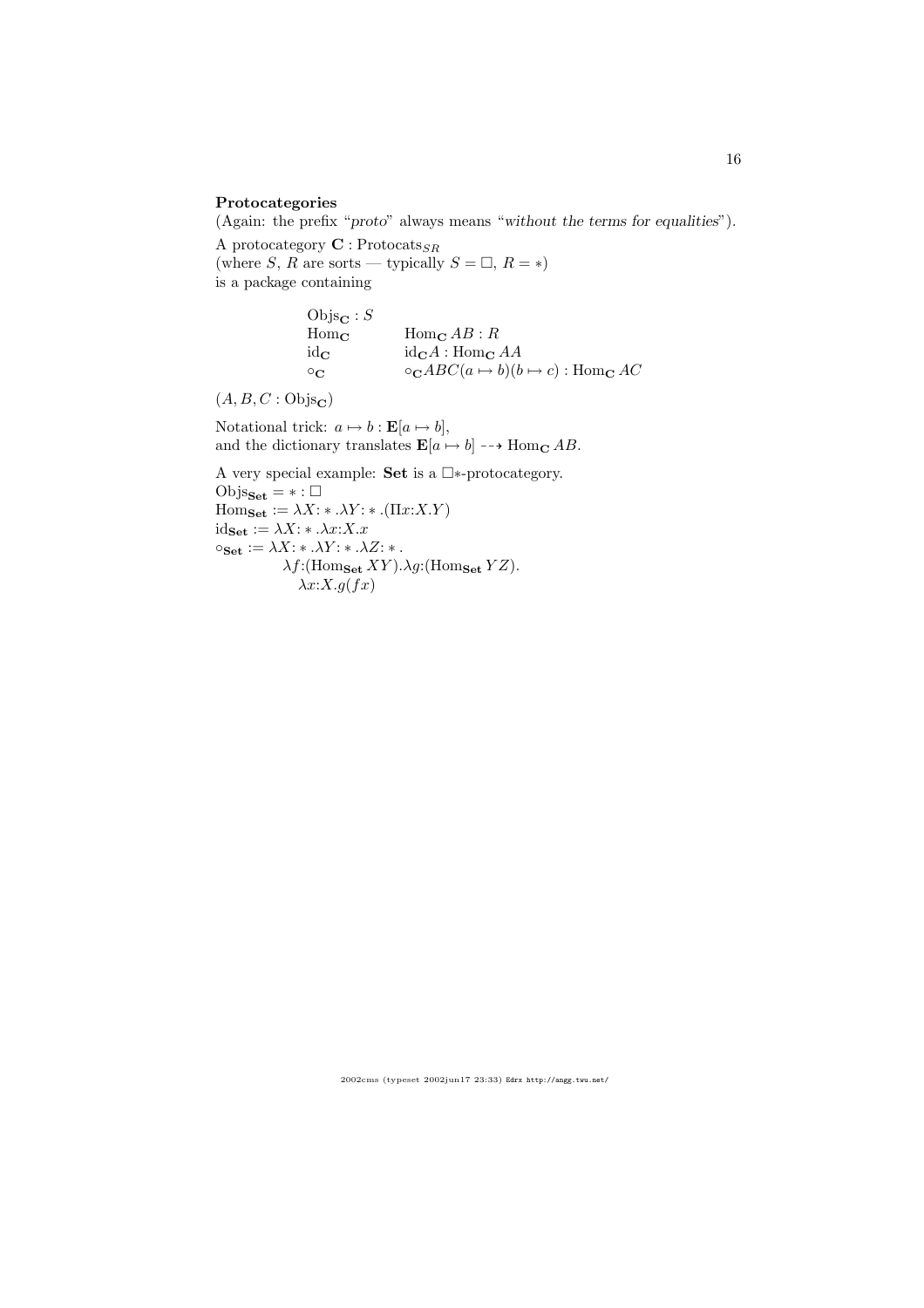**Protocategories**

(Again: the prefix "*proto*" always means "*without the terms for equalities*").

A protocategory $\mathbf{C} : \mathrm{Protocats}_{SR}$
(where $S$, $R$ are sorts — typically $S = \Box$, $R = *$)
is a package containing

$$
\begin{array}{ll}
\mathrm{Objs}_{\mathbf{C}} : S & \\
\mathrm{Hom}_{\mathbf{C}} & \mathrm{Hom}_{\mathbf{C}}\, AB : R \\
\mathrm{id}_{\mathbf{C}} & \mathrm{id}_{\mathbf{C}} A : \mathrm{Hom}_{\mathbf{C}}\, AA \\
\circ_{\mathbf{C}} & \circ_{\mathbf{C}} ABC(a \mapsto b)(b \mapsto c) : \mathrm{Hom}_{\mathbf{C}}\, AC
\end{array}
$$

$(A, B, C : \mathrm{Objs}_{\mathbf{C}})$

Notational trick: $a \mapsto b : \mathbf{E}[a \mapsto b]$,
and the dictionary translates $\mathbf{E}[a \mapsto b] \dashrightarrow \mathrm{Hom}_{\mathbf{C}}\, AB$.

A very special example: **Set** is a $\Box*$-protocategory.
$\mathrm{Objs}_{\mathbf{Set}} = * : \Box$
$\mathrm{Hom}_{\mathbf{Set}} := \lambda X{:}*.\lambda Y{:}*.(\Pi x{:}X.Y)$
$\mathrm{id}_{\mathbf{Set}} := \lambda X{:}*.\lambda x{:}X.x$
$\circ_{\mathbf{Set}} := \lambda X{:}*.\lambda Y{:}*.\lambda Z{:}*.$
$\quad \lambda f{:}(\mathrm{Hom}_{\mathbf{Set}}\, XY).\lambda g{:}(\mathrm{Hom}_{\mathbf{Set}}\, YZ).$
$\quad\quad \lambda x{:}X.g(fx)$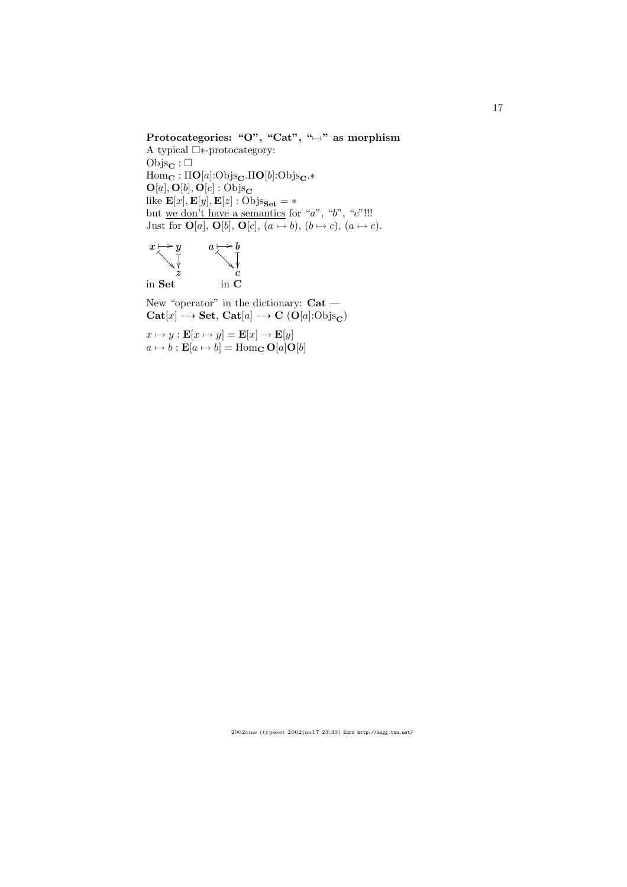**Protocategories: "O", "Cat", "$\mapsto$" as morphism**

A typical $\Box *$-protocategory:

$\mathrm{Objs}_{\mathbf{C}} : \Box$

$\mathrm{Hom}_{\mathbf{C}} : \Pi \mathbf{O}[a]{:}\mathrm{Objs}_{\mathbf{C}}.\Pi \mathbf{O}[b]{:}\mathrm{Objs}_{\mathbf{C}}.*$

$\mathbf{O}[a], \mathbf{O}[b], \mathbf{O}[c] : \mathrm{Objs}_{\mathbf{C}}$

like $\mathbf{E}[x], \mathbf{E}[y], \mathbf{E}[z] : \mathrm{Objs}_{\mathbf{Set}} = *$

but <u>we don't have a semantics</u> for "$a$", "$b$", "$c$"!!!

Just for $\mathbf{O}[a]$, $\mathbf{O}[b]$, $\mathbf{O}[c]$, $(a \mapsto b)$, $(b \mapsto c)$, $(a \mapsto c)$.

$$\begin{array}{ccc} x & \mapsto & y \\ & \searrow & \downarrow \\ & & z \end{array} \qquad \begin{array}{ccc} a & \mapsto & b \\ & \searrow & \downarrow \\ & & c \end{array}$$

in **Set** &nbsp;&nbsp;&nbsp;&nbsp;&nbsp;&nbsp; in **C**

New "operator" in the dictionary: **Cat** —

$\mathbf{Cat}[x] \dashrightarrow \mathbf{Set}$, $\mathbf{Cat}[a] \dashrightarrow \mathbf{C}$ ($\mathbf{O}[a]{:}\mathrm{Objs}_{\mathbf{C}}$)

$x \mapsto y : \mathbf{E}[x \mapsto y] = \mathbf{E}[x] \to \mathbf{E}[y]$

$a \mapsto b : \mathbf{E}[a \mapsto b] = \mathrm{Hom}_{\mathbf{C}}\,\mathbf{O}[a]\mathbf{O}[b]$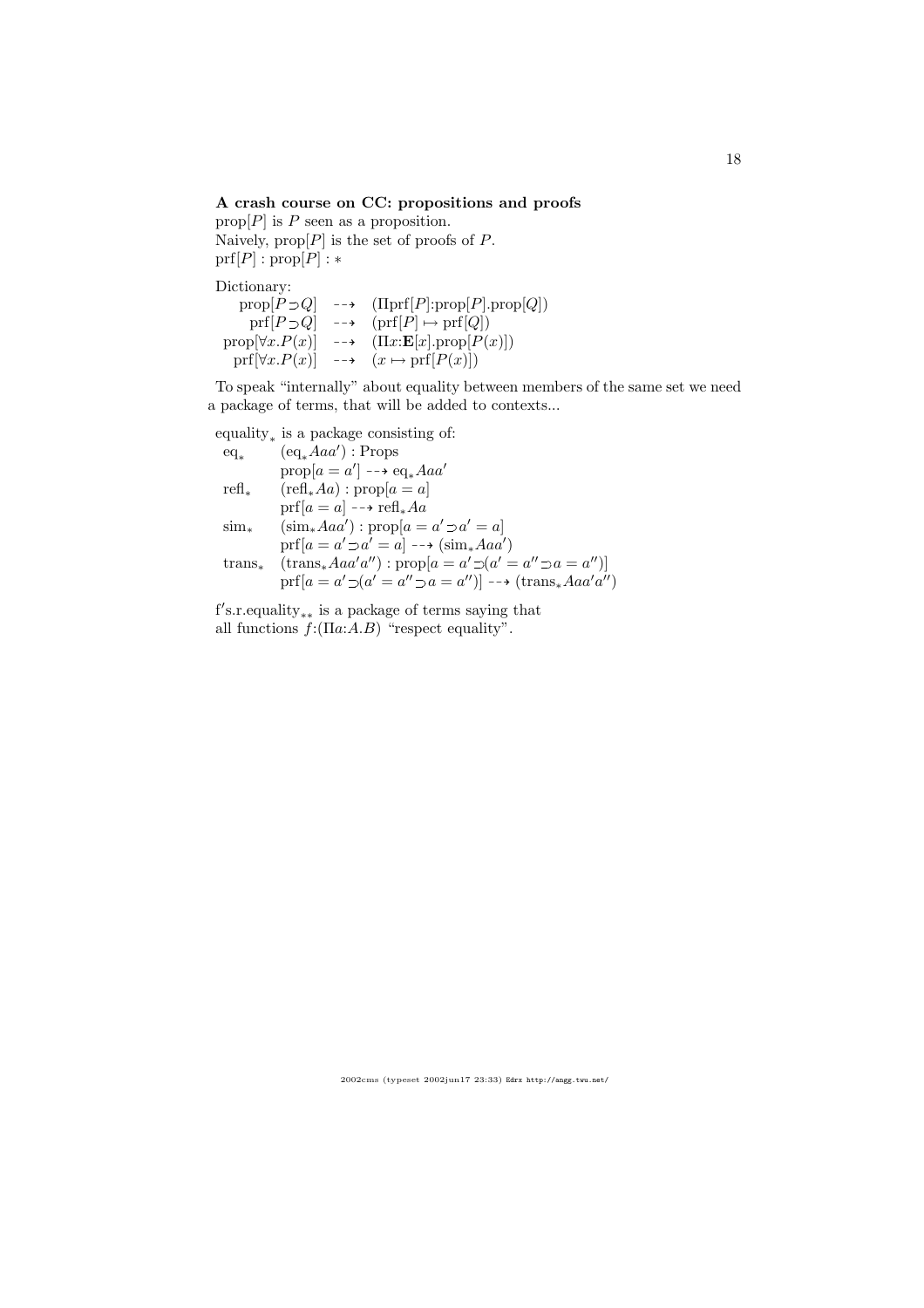**A crash course on CC: propositions and proofs**

$\text{prop}[P]$ is $P$ seen as a proposition.
Naively, $\text{prop}[P]$ is the set of proofs of $P$.
$\text{prf}[P] : \text{prop}[P] : *$

Dictionary:

$$
\begin{array}{rcl}
\text{prop}[P \supset Q] & \dashrightarrow & (\Pi \text{prf}[P]{:}\text{prop}[P].\text{prop}[Q]) \\
\text{prf}[P \supset Q] & \dashrightarrow & (\text{prf}[P] \mapsto \text{prf}[Q]) \\
\text{prop}[\forall x.P(x)] & \dashrightarrow & (\Pi x{:}\mathbf{E}[x].\text{prop}[P(x)]) \\
\text{prf}[\forall x.P(x)] & \dashrightarrow & (x \mapsto \text{prf}[P(x)])
\end{array}
$$

To speak "internally" about equality between members of the same set we need a package of terms, that will be added to contexts...

$\text{equality}_*$ is a package consisting of:

$$
\begin{array}{ll}
\text{eq}_* & (\text{eq}_* A a a') : \text{Props} \\
 & \text{prop}[a = a'] \dashrightarrow \text{eq}_* A a a' \\
\text{refl}_* & (\text{refl}_* A a) : \text{prop}[a = a] \\
 & \text{prf}[a = a] \dashrightarrow \text{refl}_* A a \\
\text{sim}_* & (\text{sim}_* A a a') : \text{prop}[a = a' \supset a' = a] \\
 & \text{prf}[a = a' \supset a' = a] \dashrightarrow (\text{sim}_* A a a') \\
\text{trans}_* & (\text{trans}_* A a a' a'') : \text{prop}[a = a' \supset (a' = a'' \supset a = a'')] \\
 & \text{prf}[a = a' \supset (a' = a'' \supset a = a'')] \dashrightarrow (\text{trans}_* A a a' a'')
\end{array}
$$

$\text{f's.r.equality}_{**}$ is a package of terms saying that all functions $f{:}(\Pi a{:}A.B)$ "respect equality".